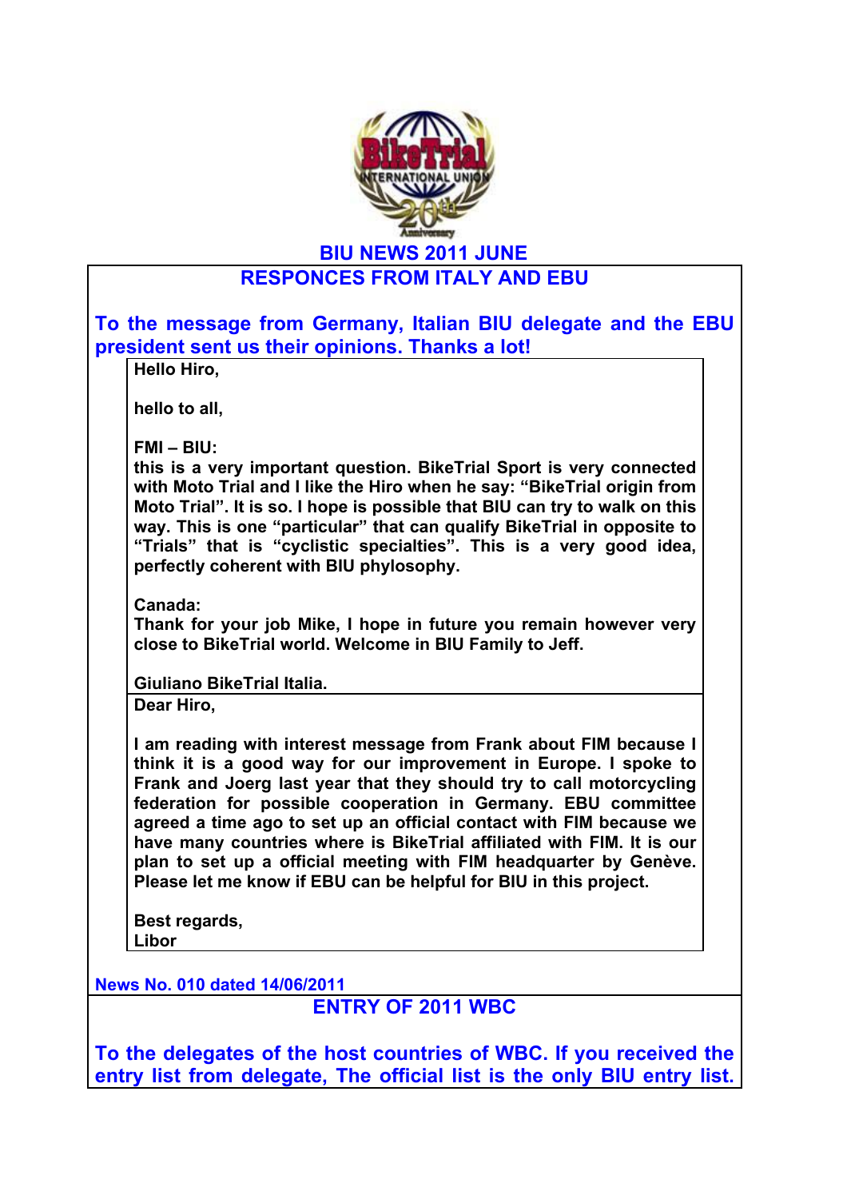# BIU NEWS 2011 JUNE

## RESPONCES FROM ITALY AND EBU

**To the message from Germany, Italian BIU delegate and the EBU president sent us their opinions. Thanks a lot!**

**Hello Hiro,**

**hello to all,**

**FMI – BIU:**
**this is a very important question. BikeTrial Sport is very connected with Moto Trial and I like the Hiro when he say: "BikeTrial origin from Moto Trial". It is so. I hope is possible that BIU can try to walk on this way. This is one "particular" that can qualify BikeTrial in opposite to "Trials" that is "cyclistic specialties". This is a very good idea, perfectly coherent with BIU phylosophy.**

**Canada:**
**Thank for your job Mike, I hope in future you remain however very close to BikeTrial world. Welcome in BIU Family to Jeff.**

**Giuliano BikeTrial Italia.**

**Dear Hiro,**

**I am reading with interest message from Frank about FIM because I think it is a good way for our improvement in Europe. I spoke to Frank and Joerg last year that they should try to call motorcycling federation for possible cooperation in Germany. EBU committee agreed a time ago to set up an official contact with FIM because we have many countries where is BikeTrial affiliated with FIM. It is our plan to set up a official meeting with FIM headquarter by Genève. Please let me know if EBU can be helpful for BIU in this project.**

**Best regards,**
**Libor**

**News No. 010 dated 14/06/2011**

## ENTRY OF 2011 WBC

**To the delegates of the host countries of WBC. If you received the entry list from delegate, The official list is the only BIU entry list.**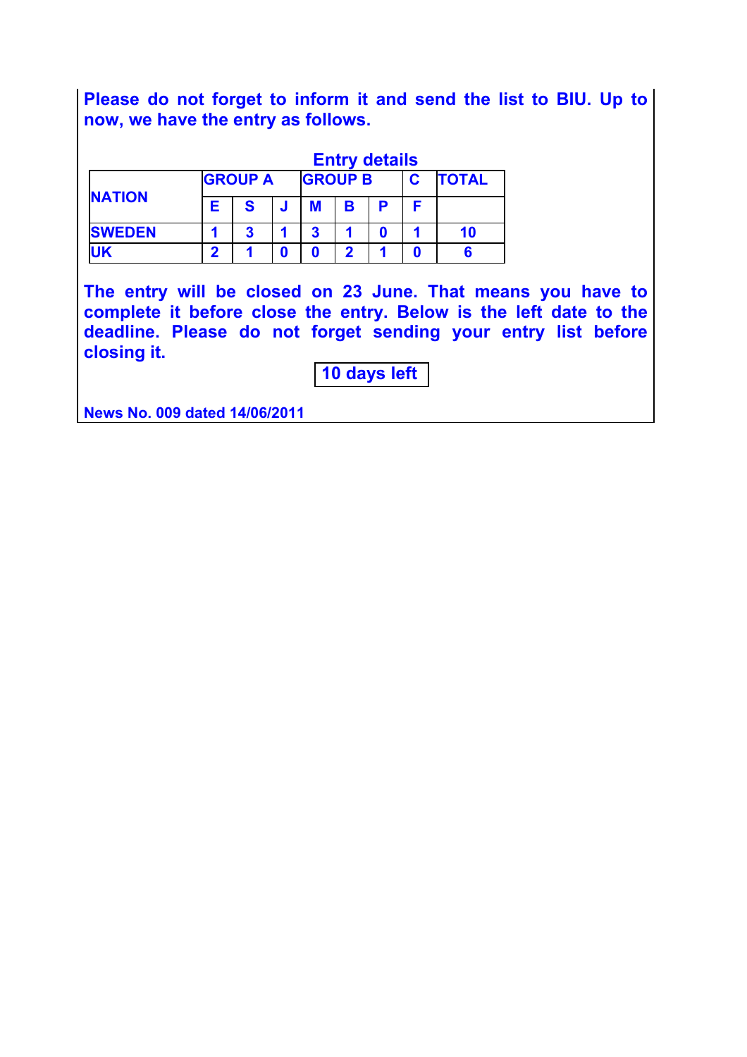**Please do not forget to inform it and send the list to BIU. Up to now, we have the entry as follows.**

**Entry details**

| NATION | GROUP A | | | GROUP B | | | C | TOTAL |
|---|---|---|---|---|---|---|---|---|
| | E | S | J | M | B | P | F | |
| SWEDEN | 1 | 3 | 1 | 3 | 1 | 0 | 1 | 10 |
| UK | 2 | 1 | 0 | 0 | 2 | 1 | 0 | 6 |

**The entry will be closed on 23 June. That means you have to complete it before close the entry. Below is the left date to the deadline. Please do not forget sending your entry list before closing it.**

**10 days left**

**News No. 009 dated 14/06/2011**